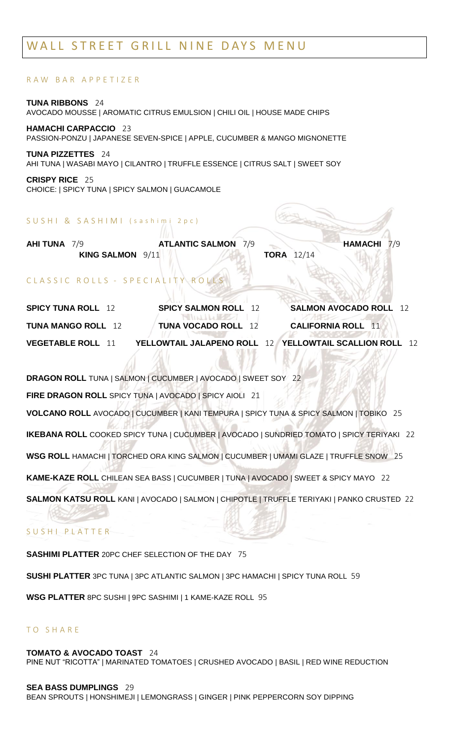# WALL STREET GRILL NINE DAYS MENU

## RAW BAR APPETIZER

**TUNA RIBBONS** 24
AVOCADO MOUSSE | AROMATIC CITRUS EMULSION | CHILI OIL | HOUSE MADE CHIPS

**HAMACHI CARPACCIO** 23
PASSION-PONZU | JAPANESE SEVEN-SPICE | APPLE, CUCUMBER & MANGO MIGNONETTE

**TUNA PIZZETTES** 24
AHI TUNA | WASABI MAYO | CILANTRO | TRUFFLE ESSENCE | CITRUS SALT | SWEET SOY

**CRISPY RICE** 25
CHOICE: | SPICY TUNA | SPICY SALMON | GUACAMOLE

## SUSHI & SASHIMI (sashimi 2pc)

**AHI TUNA** 7/9
**ATLANTIC SALMON** 7/9
**HAMACHI** 7/9
**KING SALMON** 9/11
**TORA** 12/14

## CLASSIC ROLLS - SPECIALITY ROLLS

**SPICY TUNA ROLL** 12
**SPICY SALMON ROLL** 12
**SALMON AVOCADO ROLL** 12
**TUNA MANGO ROLL** 12
**TUNA VOCADO ROLL** 12
**CALIFORNIA ROLL** 11
**VEGETABLE ROLL** 11
**YELLOWTAIL JALAPENO ROLL** 12
**YELLOWTAIL SCALLION ROLL** 12

**DRAGON ROLL** TUNA | SALMON | CUCUMBER | AVOCADO | SWEET SOY 22

**FIRE DRAGON ROLL** SPICY TUNA | AVOCADO | SPICY AIOLI 21

**VOLCANO ROLL** AVOCADO | CUCUMBER | KANI TEMPURA | SPICY TUNA & SPICY SALMON | TOBIKO 25

**IKEBANA ROLL** COOKED SPICY TUNA | CUCUMBER | AVOCADO | SUNDRIED TOMATO | SPICY TERIYAKI 22

**WSG ROLL** HAMACHI | TORCHED ORA KING SALMON | CUCUMBER | UMAMI GLAZE | TRUFFLE SNOW 25

**KAME-KAZE ROLL** CHILEAN SEA BASS | CUCUMBER | TUNA | AVOCADO | SWEET & SPICY MAYO 22

**SALMON KATSU ROLL** KANI | AVOCADO | SALMON | CHIPOTLE | TRUFFLE TERIYAKI | PANKO CRUSTED 22

## SUSHI PLATTER

**SASHIMI PLATTER** 20PC CHEF SELECTION OF THE DAY 75

**SUSHI PLATTER** 3PC TUNA | 3PC ATLANTIC SALMON | 3PC HAMACHI | SPICY TUNA ROLL 59

**WSG PLATTER** 8PC SUSHI | 9PC SASHIMI | 1 KAME-KAZE ROLL 95

## TO SHARE

**TOMATO & AVOCADO TOAST** 24
PINE NUT "RICOTTA" | MARINATED TOMATOES | CRUSHED AVOCADO | BASIL | RED WINE REDUCTION

**SEA BASS DUMPLINGS** 29
BEAN SPROUTS | HONSHIMEJI | LEMONGRASS | GINGER | PINK PEPPERCORN SOY DIPPING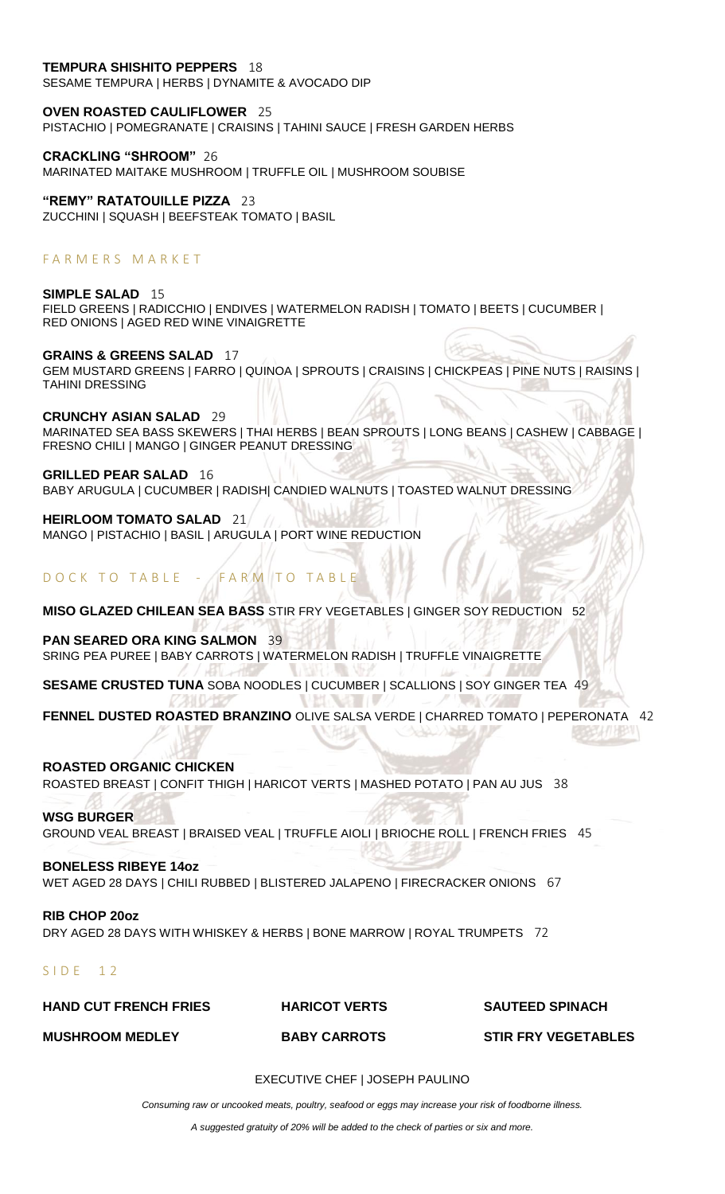**TEMPURA SHISHITO PEPPERS** 18
SESAME TEMPURA | HERBS | DYNAMITE & AVOCADO DIP

**OVEN ROASTED CAULIFLOWER** 25
PISTACHIO | POMEGRANATE | CRAISINS | TAHINI SAUCE | FRESH GARDEN HERBS

**CRACKLING "SHROOM"** 26
MARINATED MAITAKE MUSHROOM | TRUFFLE OIL | MUSHROOM SOUBISE

**"REMY" RATATOUILLE PIZZA** 23
ZUCCHINI | SQUASH | BEEFSTEAK TOMATO | BASIL

## FARMERS MARKET

**SIMPLE SALAD** 15
FIELD GREENS | RADICCHIO | ENDIVES | WATERMELON RADISH | TOMATO | BEETS | CUCUMBER | RED ONIONS | AGED RED WINE VINAIGRETTE

**GRAINS & GREENS SALAD** 17
GEM MUSTARD GREENS | FARRO | QUINOA | SPROUTS | CRAISINS | CHICKPEAS | PINE NUTS | RAISINS | TAHINI DRESSING

**CRUNCHY ASIAN SALAD** 29
MARINATED SEA BASS SKEWERS | THAI HERBS | BEAN SPROUTS | LONG BEANS | CASHEW | CABBAGE | FRESNO CHILI | MANGO | GINGER PEANUT DRESSING

**GRILLED PEAR SALAD** 16
BABY ARUGULA | CUCUMBER | RADISH| CANDIED WALNUTS | TOASTED WALNUT DRESSING

**HEIRLOOM TOMATO SALAD** 21
MANGO | PISTACHIO | BASIL | ARUGULA | PORT WINE REDUCTION

## DOCK TO TABLE - FARM TO TABLE

**MISO GLAZED CHILEAN SEA BASS** STIR FRY VEGETABLES | GINGER SOY REDUCTION 52

**PAN SEARED ORA KING SALMON** 39
SRING PEA PUREE | BABY CARROTS | WATERMELON RADISH | TRUFFLE VINAIGRETTE

**SESAME CRUSTED TUNA** SOBA NOODLES | CUCUMBER | SCALLIONS | SOY GINGER TEA 49

**FENNEL DUSTED ROASTED BRANZINO** OLIVE SALSA VERDE | CHARRED TOMATO | PEPERONATA 42

**ROASTED ORGANIC CHICKEN**
ROASTED BREAST | CONFIT THIGH | HARICOT VERTS | MASHED POTATO | PAN AU JUS 38

**WSG BURGER**
GROUND VEAL BREAST | BRAISED VEAL | TRUFFLE AIOLI | BRIOCHE ROLL | FRENCH FRIES 45

**BONELESS RIBEYE 14oz**
WET AGED 28 DAYS | CHILI RUBBED | BLISTERED JALAPENO | FIRECRACKER ONIONS 67

**RIB CHOP 20oz**
DRY AGED 28 DAYS WITH WHISKEY & HERBS | BONE MARROW | ROYAL TRUMPETS 72

## SIDE 12

**HAND CUT FRENCH FRIES** **HARICOT VERTS** **SAUTEED SPINACH**

**MUSHROOM MEDLEY** **BABY CARROTS** **STIR FRY VEGETABLES**

EXECUTIVE CHEF | JOSEPH PAULINO

*Consuming raw or uncooked meats, poultry, seafood or eggs may increase your risk of foodborne illness.*

*A suggested gratuity of 20% will be added to the check of parties or six and more.*